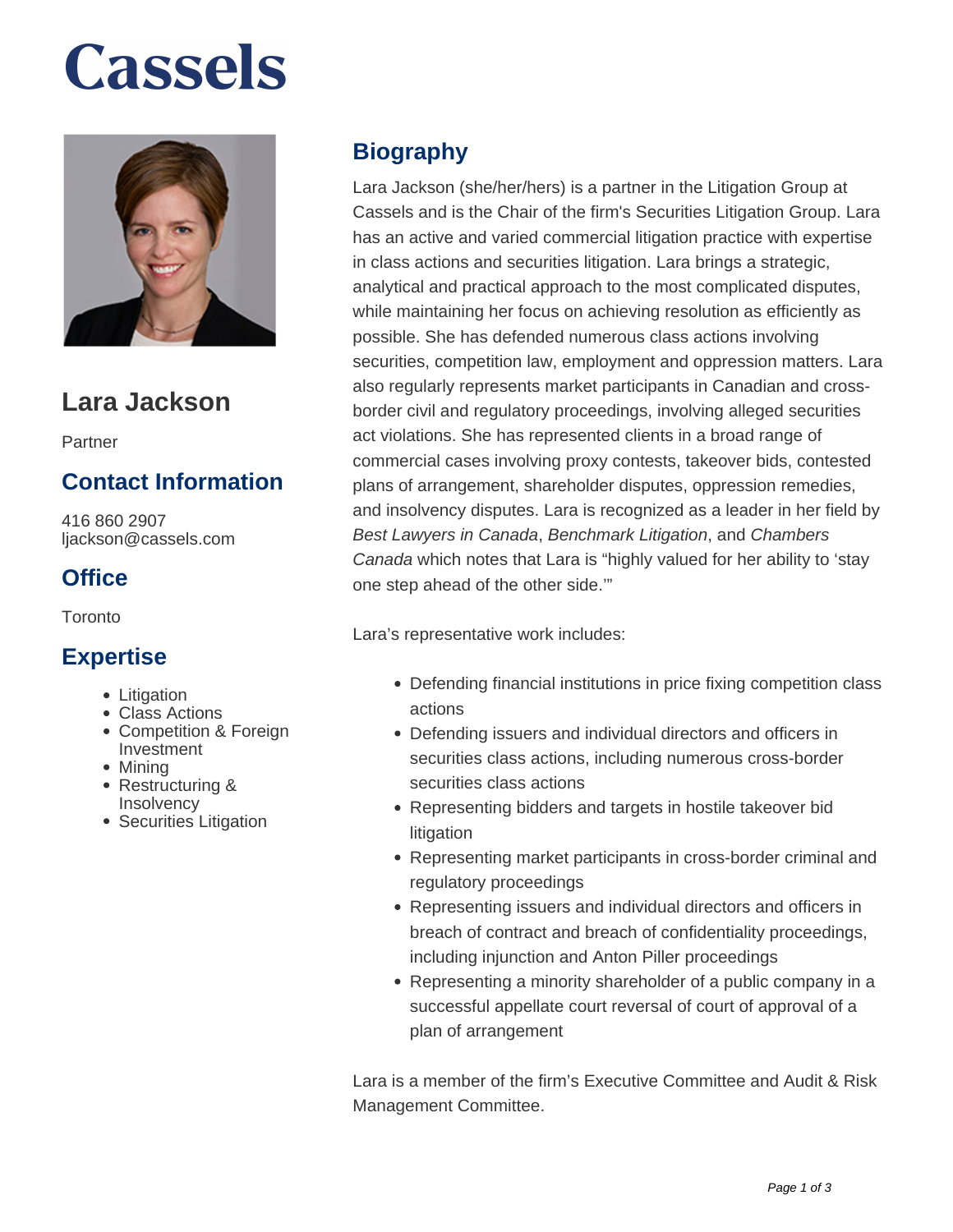# Cassels

## Lara Jackson

Partner

### Contact Information

416 860 2907
ljackson@cassels.com

### Office

Toronto

### Expertise

- Litigation
- Class Actions
- Competition & Foreign Investment
- Mining
- Restructuring & Insolvency
- Securities Litigation

## Biography

Lara Jackson (she/her/hers) is a partner in the Litigation Group at Cassels and is the Chair of the firm's Securities Litigation Group. Lara has an active and varied commercial litigation practice with expertise in class actions and securities litigation. Lara brings a strategic, analytical and practical approach to the most complicated disputes, while maintaining her focus on achieving resolution as efficiently as possible. She has defended numerous class actions involving securities, competition law, employment and oppression matters. Lara also regularly represents market participants in Canadian and cross-border civil and regulatory proceedings, involving alleged securities act violations. She has represented clients in a broad range of commercial cases involving proxy contests, takeover bids, contested plans of arrangement, shareholder disputes, oppression remedies, and insolvency disputes. Lara is recognized as a leader in her field by *Best Lawyers in Canada*, *Benchmark Litigation*, and *Chambers Canada* which notes that Lara is "highly valued for her ability to 'stay one step ahead of the other side.'"

Lara's representative work includes:

- Defending financial institutions in price fixing competition class actions
- Defending issuers and individual directors and officers in securities class actions, including numerous cross-border securities class actions
- Representing bidders and targets in hostile takeover bid litigation
- Representing market participants in cross-border criminal and regulatory proceedings
- Representing issuers and individual directors and officers in breach of contract and breach of confidentiality proceedings, including injunction and Anton Piller proceedings
- Representing a minority shareholder of a public company in a successful appellate court reversal of court of approval of a plan of arrangement

Lara is a member of the firm's Executive Committee and Audit & Risk Management Committee.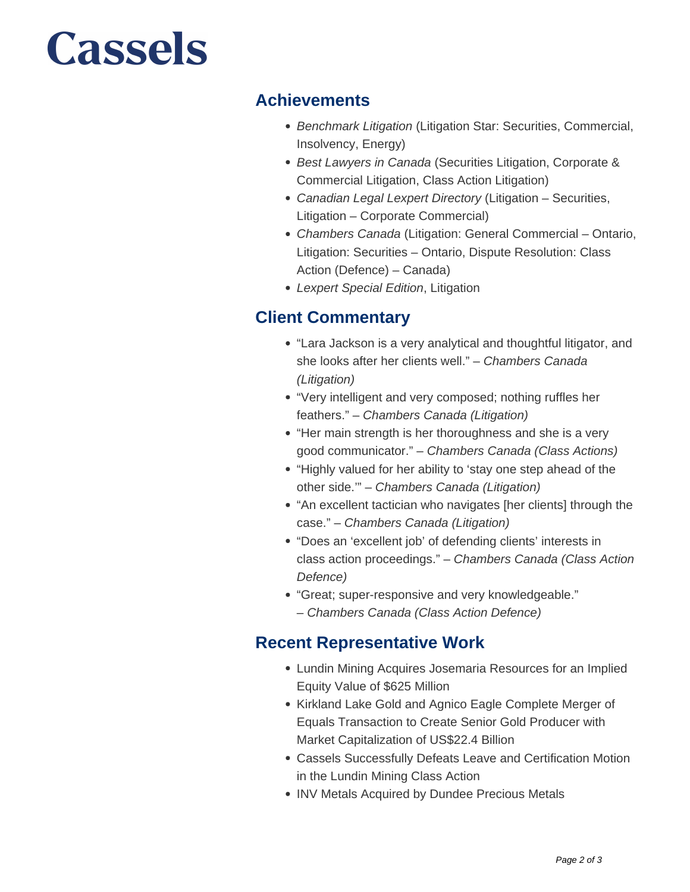## Achievements

- *Benchmark Litigation* (Litigation Star: Securities, Commercial, Insolvency, Energy)
- *Best Lawyers in Canada* (Securities Litigation, Corporate & Commercial Litigation, Class Action Litigation)
- *Canadian Legal Lexpert Directory* (Litigation – Securities, Litigation – Corporate Commercial)
- *Chambers Canada* (Litigation: General Commercial – Ontario, Litigation: Securities – Ontario, Dispute Resolution: Class Action (Defence) – Canada)
- *Lexpert Special Edition*, Litigation

## Client Commentary

- "Lara Jackson is a very analytical and thoughtful litigator, and she looks after her clients well." – *Chambers Canada (Litigation)*
- "Very intelligent and very composed; nothing ruffles her feathers." – *Chambers Canada (Litigation)*
- "Her main strength is her thoroughness and she is a very good communicator." – *Chambers Canada (Class Actions)*
- "Highly valued for her ability to 'stay one step ahead of the other side.'" – *Chambers Canada (Litigation)*
- "An excellent tactician who navigates [her clients] through the case." – *Chambers Canada (Litigation)*
- "Does an 'excellent job' of defending clients' interests in class action proceedings." – *Chambers Canada (Class Action Defence)*
- "Great; super-responsive and very knowledgeable." – *Chambers Canada (Class Action Defence)*

## Recent Representative Work

- Lundin Mining Acquires Josemaria Resources for an Implied Equity Value of $625 Million
- Kirkland Lake Gold and Agnico Eagle Complete Merger of Equals Transaction to Create Senior Gold Producer with Market Capitalization of US$22.4 Billion
- Cassels Successfully Defeats Leave and Certification Motion in the Lundin Mining Class Action
- INV Metals Acquired by Dundee Precious Metals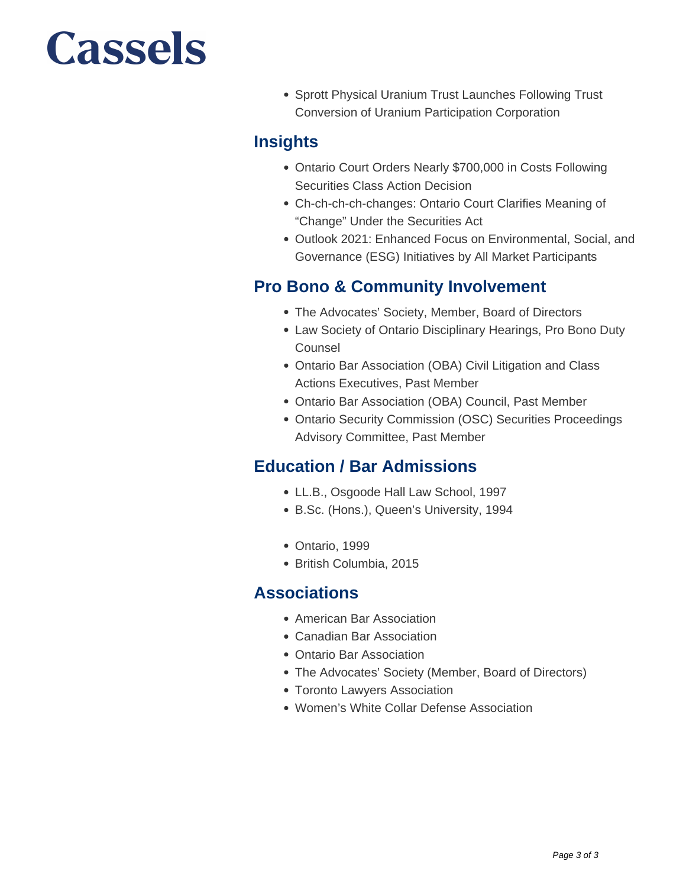- Sprott Physical Uranium Trust Launches Following Trust Conversion of Uranium Participation Corporation

## Insights

- Ontario Court Orders Nearly $700,000 in Costs Following Securities Class Action Decision
- Ch-ch-ch-ch-changes: Ontario Court Clarifies Meaning of "Change" Under the Securities Act
- Outlook 2021: Enhanced Focus on Environmental, Social, and Governance (ESG) Initiatives by All Market Participants

## Pro Bono & Community Involvement

- The Advocates' Society, Member, Board of Directors
- Law Society of Ontario Disciplinary Hearings, Pro Bono Duty Counsel
- Ontario Bar Association (OBA) Civil Litigation and Class Actions Executives, Past Member
- Ontario Bar Association (OBA) Council, Past Member
- Ontario Security Commission (OSC) Securities Proceedings Advisory Committee, Past Member

## Education / Bar Admissions

- LL.B., Osgoode Hall Law School, 1997
- B.Sc. (Hons.), Queen's University, 1994

- Ontario, 1999
- British Columbia, 2015

## Associations

- American Bar Association
- Canadian Bar Association
- Ontario Bar Association
- The Advocates' Society (Member, Board of Directors)
- Toronto Lawyers Association
- Women's White Collar Defense Association